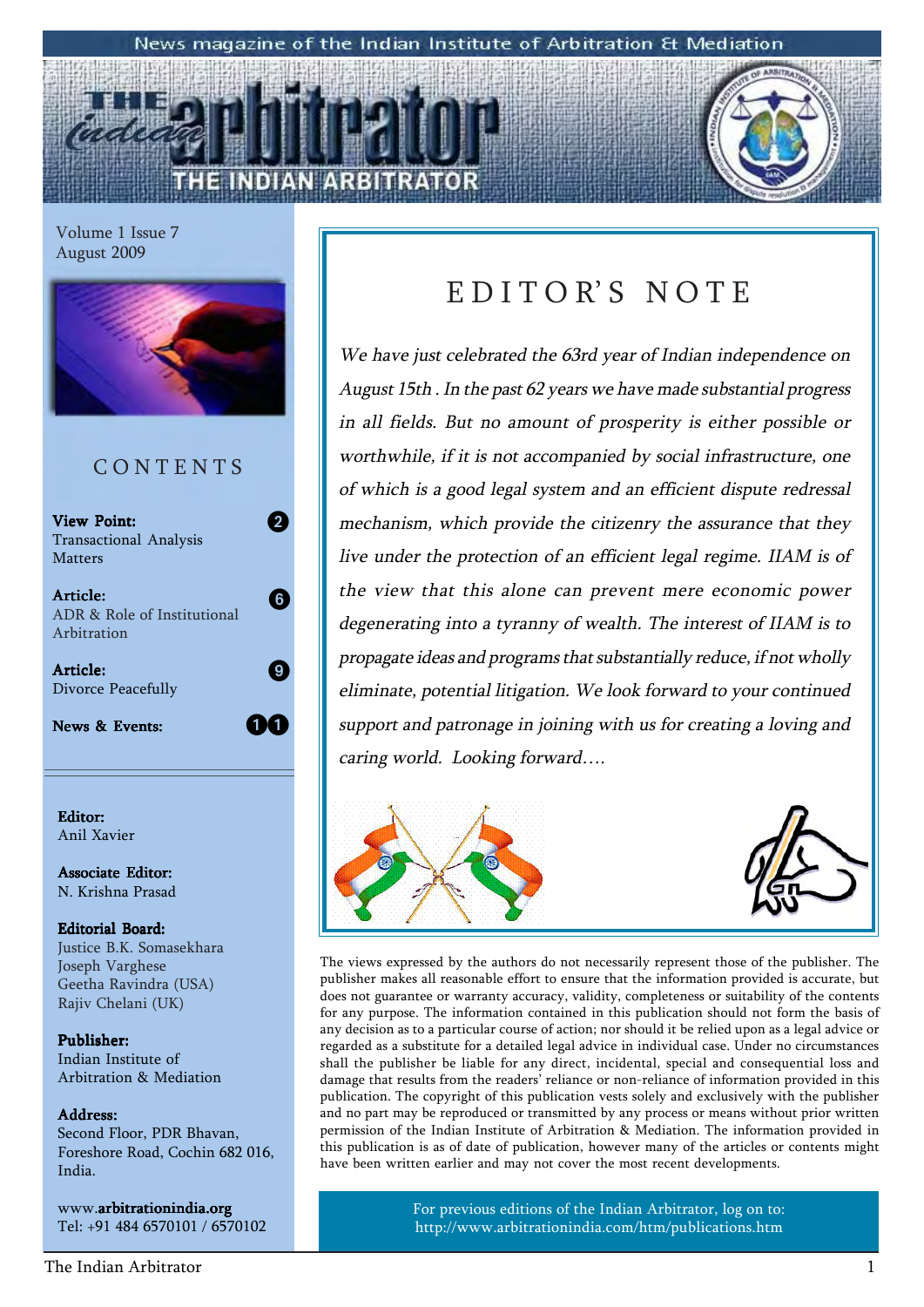News magazine of the Indian Institute of Arbitration & Mediation

# THE INDIAN ARBITRATOR

Volume 1 Issue 7
August 2009

## CONTENTS

**View Point:** Transactional Analysis Matters — 2

**Article:** ADR & Role of Institutional Arbitration — 6

**Article:** Divorce Peacefully — 9

**News & Events:** — 11

**Editor:**
Anil Xavier

**Associate Editor:**
N. Krishna Prasad

**Editorial Board:**
Justice B.K. Somasekhara
Joseph Varghese
Geetha Ravindra (USA)
Rajiv Chelani (UK)

**Publisher:**
Indian Institute of Arbitration & Mediation

**Address:**
Second Floor, PDR Bhavan,
Foreshore Road, Cochin 682 016,
India.

www.**arbitrationindia.org**
Tel: +91 484 6570101 / 6570102

## EDITOR'S NOTE

*We have just celebrated the 63rd year of Indian independence on August 15th . In the past 62 years we have made substantial progress in all fields. But no amount of prosperity is either possible or worthwhile, if it is not accompanied by social infrastructure, one of which is a good legal system and an efficient dispute redressal mechanism, which provide the citizenry the assurance that they live under the protection of an efficient legal regime. IIAM is of the view that this alone can prevent mere economic power degenerating into a tyranny of wealth. The interest of IIAM is to propagate ideas and programs that substantially reduce, if not wholly eliminate, potential litigation. We look forward to your continued support and patronage in joining with us for creating a loving and caring world. Looking forward….*

The views expressed by the authors do not necessarily represent those of the publisher. The publisher makes all reasonable effort to ensure that the information provided is accurate, but does not guarantee or warranty accuracy, validity, completeness or suitability of the contents for any purpose. The information contained in this publication should not form the basis of any decision as to a particular course of action; nor should it be relied upon as a legal advice or regarded as a substitute for a detailed legal advice in individual case. Under no circumstances shall the publisher be liable for any direct, incidental, special and consequential loss and damage that results from the readers' reliance or non-reliance of information provided in this publication. The copyright of this publication vests solely and exclusively with the publisher and no part may be reproduced or transmitted by any process or means without prior written permission of the Indian Institute of Arbitration & Mediation. The information provided in this publication is as of date of publication, however many of the articles or contents might have been written earlier and may not cover the most recent developments.

For previous editions of the Indian Arbitrator, log on to:
http://www.arbitrationindia.com/htm/publications.htm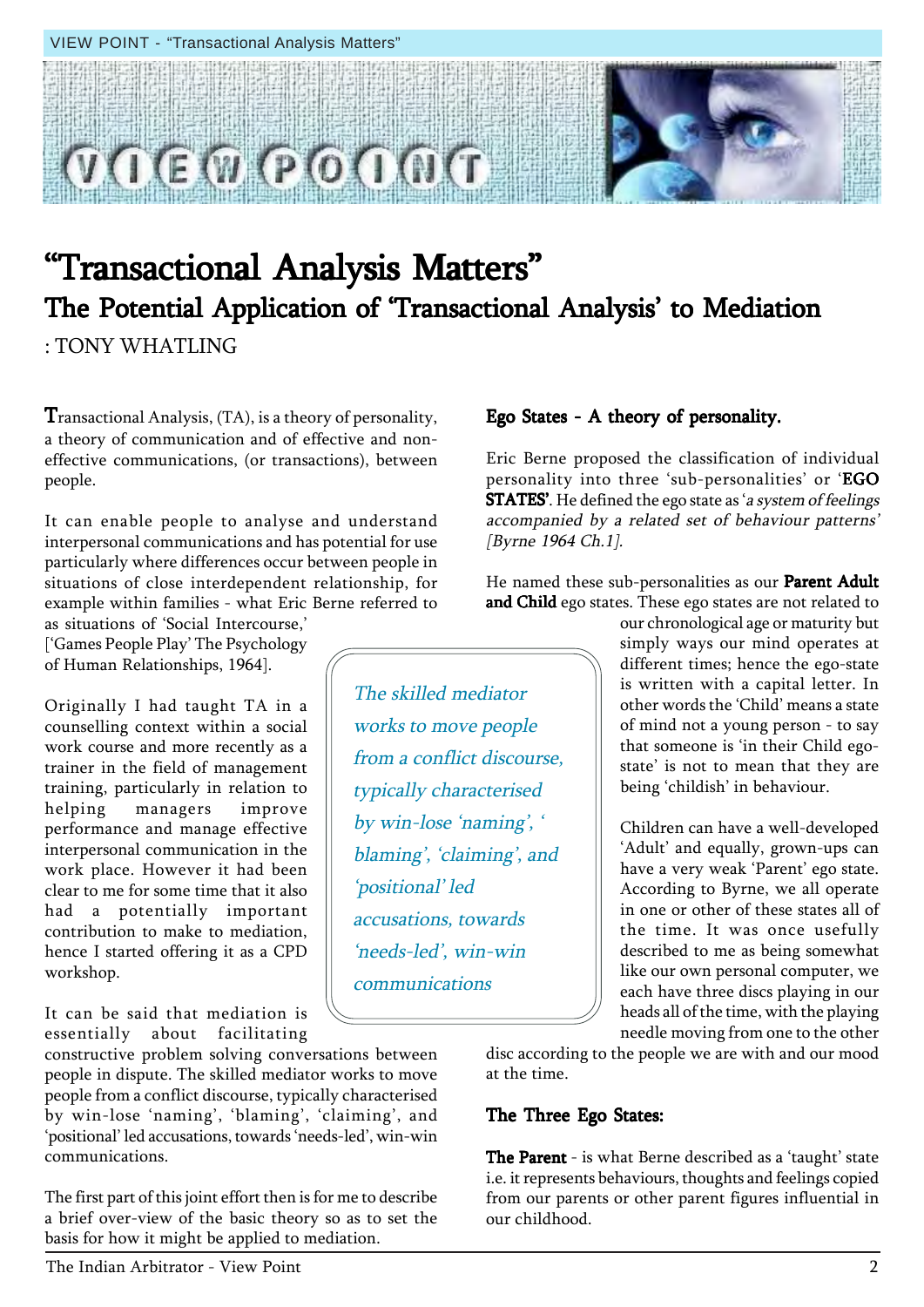# "Transactional Analysis Matters"

## The Potential Application of 'Transactional Analysis' to Mediation

: TONY WHATLING

Transactional Analysis, (TA), is a theory of personality, a theory of communication and of effective and non-effective communications, (or transactions), between people.

It can enable people to analyse and understand interpersonal communications and has potential for use particularly where differences occur between people in situations of close interdependent relationship, for example within families - what Eric Berne referred to as situations of 'Social Intercourse,' ['Games People Play' The Psychology of Human Relationships, 1964].

Originally I had taught TA in a counselling context within a social work course and more recently as a trainer in the field of management training, particularly in relation to helping managers improve performance and manage effective interpersonal communication in the work place. However it had been clear to me for some time that it also had a potentially important contribution to make to mediation, hence I started offering it as a CPD workshop.

It can be said that mediation is essentially about facilitating constructive problem solving conversations between people in dispute. The skilled mediator works to move people from a conflict discourse, typically characterised by win-lose 'naming', 'blaming', 'claiming', and 'positional' led accusations, towards 'needs-led', win-win communications.

> *The skilled mediator works to move people from a conflict discourse, typically characterised by win-lose 'naming', 'blaming', 'claiming', and 'positional' led accusations, towards 'needs-led', win-win communications*

The first part of this joint effort then is for me to describe a brief over-view of the basic theory so as to set the basis for how it might be applied to mediation.

### Ego States - A theory of personality.

Eric Berne proposed the classification of individual personality into three 'sub-personalities' or '**EGO STATES**'. He defined the ego state as '*a system of feelings accompanied by a related set of behaviour patterns' [Byrne 1964 Ch.1].*

He named these sub-personalities as our **Parent Adult and Child** ego states. These ego states are not related to our chronological age or maturity but simply ways our mind operates at different times; hence the ego-state is written with a capital letter. In other words the 'Child' means a state of mind not a young person - to say that someone is 'in their Child ego-state' is not to mean that they are being 'childish' in behaviour.

Children can have a well-developed 'Adult' and equally, grown-ups can have a very weak 'Parent' ego state. According to Byrne, we all operate in one or other of these states all of the time. It was once usefully described to me as being somewhat like our own personal computer, we each have three discs playing in our heads all of the time, with the playing needle moving from one to the other disc according to the people we are with and our mood at the time.

### The Three Ego States:

**The Parent** - is what Berne described as a 'taught' state i.e. it represents behaviours, thoughts and feelings copied from our parents or other parent figures influential in our childhood.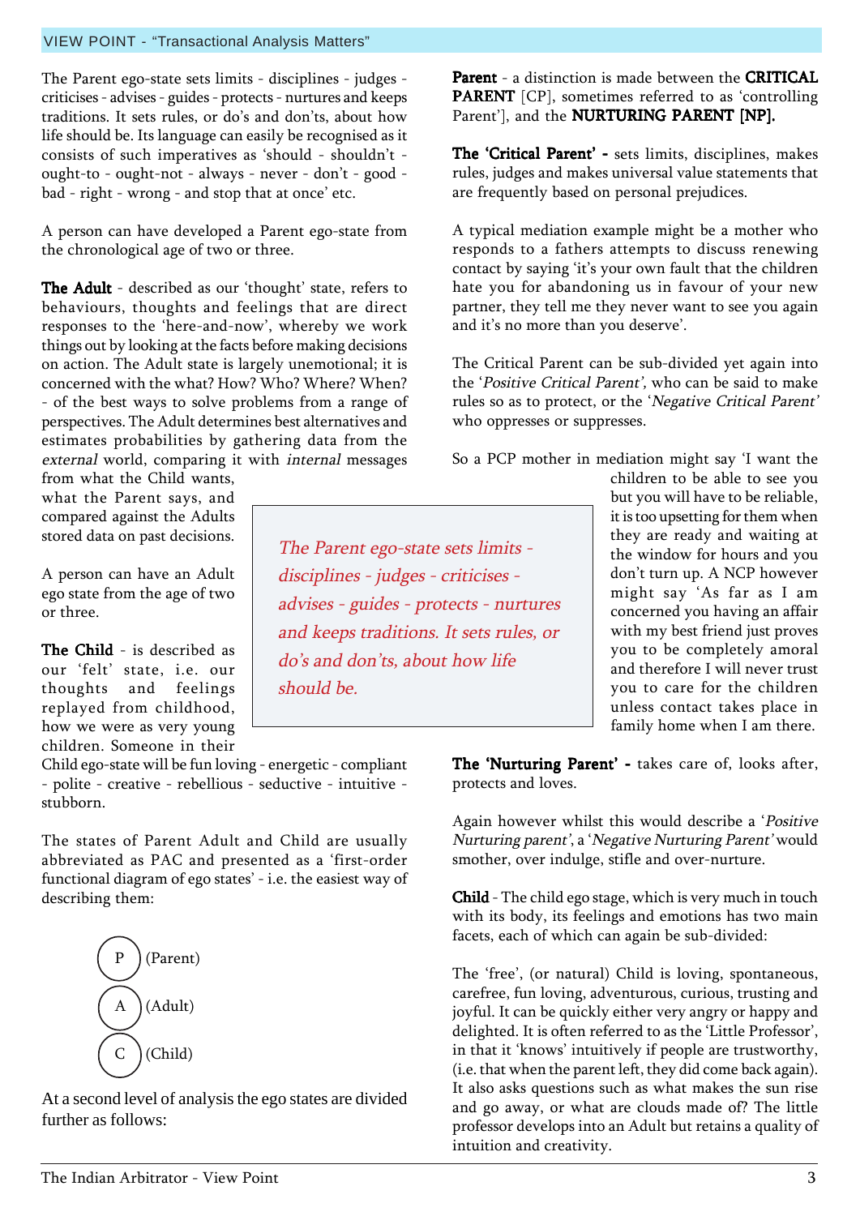The Parent ego-state sets limits - disciplines - judges - criticises - advises - guides - protects - nurtures and keeps traditions. It sets rules, or do's and don'ts, about how life should be. Its language can easily be recognised as it consists of such imperatives as 'should - shouldn't - ought-to - ought-not - always - never - don't - good - bad - right - wrong - and stop that at once' etc.

A person can have developed a Parent ego-state from the chronological age of two or three.

**The Adult** - described as our 'thought' state, refers to behaviours, thoughts and feelings that are direct responses to the 'here-and-now', whereby we work things out by looking at the facts before making decisions on action. The Adult state is largely unemotional; it is concerned with the what? How? Who? Where? When? - of the best ways to solve problems from a range of perspectives. The Adult determines best alternatives and estimates probabilities by gathering data from the *external* world, comparing it with *internal* messages from what the Child wants, what the Parent says, and compared against the Adults stored data on past decisions.

A person can have an Adult ego state from the age of two or three.

**The Child** - is described as our 'felt' state, i.e. our thoughts and feelings replayed from childhood, how we were as very young children. Someone in their Child ego-state will be fun loving - energetic - compliant - polite - creative - rebellious - seductive - intuitive - stubborn.

The states of Parent Adult and Child are usually abbreviated as PAC and presented as a 'first-order functional diagram of ego states' - i.e. the easiest way of describing them:

P (Parent)
A (Adult)
C (Child)

At a second level of analysis the ego states are divided further as follows:

> *The Parent ego-state sets limits - disciplines - judges - criticises - advises - guides - protects - nurtures and keeps traditions. It sets rules, or do's and don'ts, about how life should be.*

**Parent** - a distinction is made between the **CRITICAL PARENT** [CP], sometimes referred to as 'controlling Parent'], and the **NURTURING PARENT [NP].**

**The 'Critical Parent' -** sets limits, disciplines, makes rules, judges and makes universal value statements that are frequently based on personal prejudices.

A typical mediation example might be a mother who responds to a fathers attempts to discuss renewing contact by saying 'it's your own fault that the children hate you for abandoning us in favour of your new partner, they tell me they never want to see you again and it's no more than you deserve'.

The Critical Parent can be sub-divided yet again into the '*Positive Critical Parent'*, who can be said to make rules so as to protect, or the '*Negative Critical Parent'* who oppresses or suppresses.

So a PCP mother in mediation might say 'I want the children to be able to see you but you will have to be reliable, it is too upsetting for them when they are ready and waiting at the window for hours and you don't turn up. A NCP however might say 'As far as I am concerned you having an affair with my best friend just proves you to be completely amoral and therefore I will never trust you to care for the children unless contact takes place in family home when I am there.

**The 'Nurturing Parent' -** takes care of, looks after, protects and loves.

Again however whilst this would describe a '*Positive Nurturing parent'*, a '*Negative Nurturing Parent'* would smother, over indulge, stifle and over-nurture.

**Child** - The child ego stage, which is very much in touch with its body, its feelings and emotions has two main facets, each of which can again be sub-divided:

The 'free', (or natural) Child is loving, spontaneous, carefree, fun loving, adventurous, curious, trusting and joyful. It can be quickly either very angry or happy and delighted. It is often referred to as the 'Little Professor', in that it 'knows' intuitively if people are trustworthy, (i.e. that when the parent left, they did come back again). It also asks questions such as what makes the sun rise and go away, or what are clouds made of? The little professor develops into an Adult but retains a quality of intuition and creativity.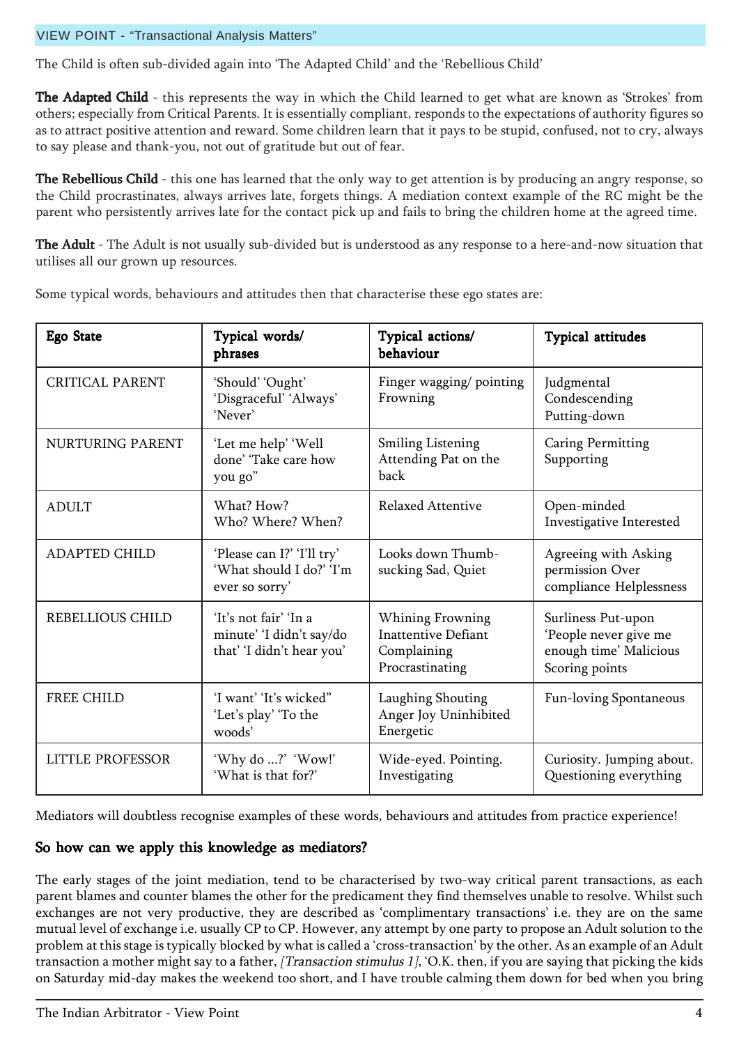The Child is often sub-divided again into 'The Adapted Child' and the 'Rebellious Child'

**The Adapted Child** - this represents the way in which the Child learned to get what are known as 'Strokes' from others; especially from Critical Parents. It is essentially compliant, responds to the expectations of authority figures so as to attract positive attention and reward. Some children learn that it pays to be stupid, confused, not to cry, always to say please and thank-you, not out of gratitude but out of fear.

**The Rebellious Child** - this one has learned that the only way to get attention is by producing an angry response, so the Child procrastinates, always arrives late, forgets things. A mediation context example of the RC might be the parent who persistently arrives late for the contact pick up and fails to bring the children home at the agreed time.

**The Adult** - The Adult is not usually sub-divided but is understood as any response to a here-and-now situation that utilises all our grown up resources.

Some typical words, behaviours and attitudes then that characterise these ego states are:

| Ego State | Typical words/ phrases | Typical actions/ behaviour | Typical attitudes |
|---|---|---|---|
| CRITICAL PARENT | 'Should' 'Ought' 'Disgraceful' 'Always' 'Never' | Finger wagging/ pointing Frowning | Judgmental Condescending Putting-down |
| NURTURING PARENT | 'Let me help' 'Well done' 'Take care how you go" | Smiling Listening Attending Pat on the back | Caring Permitting Supporting |
| ADULT | What? How? Who? Where? When? | Relaxed Attentive | Open-minded Investigative Interested |
| ADAPTED CHILD | 'Please can I?' 'I'll try' 'What should I do?' 'I'm ever so sorry' | Looks down Thumb-sucking Sad, Quiet | Agreeing with Asking permission Over compliance Helplessness |
| REBELLIOUS CHILD | 'It's not fair' 'In a minute' 'I didn't say/do that' 'I didn't hear you' | Whining Frowning Inattentive Defiant Complaining Procrastinating | Surliness Put-upon 'People never give me enough time' Malicious Scoring points |
| FREE CHILD | 'I want' 'It's wicked" 'Let's play' 'To the woods' | Laughing Shouting Anger Joy Uninhibited Energetic | Fun-loving Spontaneous |
| LITTLE PROFESSOR | 'Why do ...?' 'Wow!' 'What is that for?' | Wide-eyed. Pointing. Investigating | Curiosity. Jumping about. Questioning everything |

Mediators will doubtless recognise examples of these words, behaviours and attitudes from practice experience!

## So how can we apply this knowledge as mediators?

The early stages of the joint mediation, tend to be characterised by two-way critical parent transactions, as each parent blames and counter blames the other for the predicament they find themselves unable to resolve. Whilst such exchanges are not very productive, they are described as 'complimentary transactions' i.e. they are on the same mutual level of exchange i.e. usually CP to CP. However, any attempt by one party to propose an Adult solution to the problem at this stage is typically blocked by what is called a 'cross-transaction' by the other. As an example of an Adult transaction a mother might say to a father, *[Transaction stimulus 1]*, 'O.K. then, if you are saying that picking the kids on Saturday mid-day makes the weekend too short, and I have trouble calming them down for bed when you bring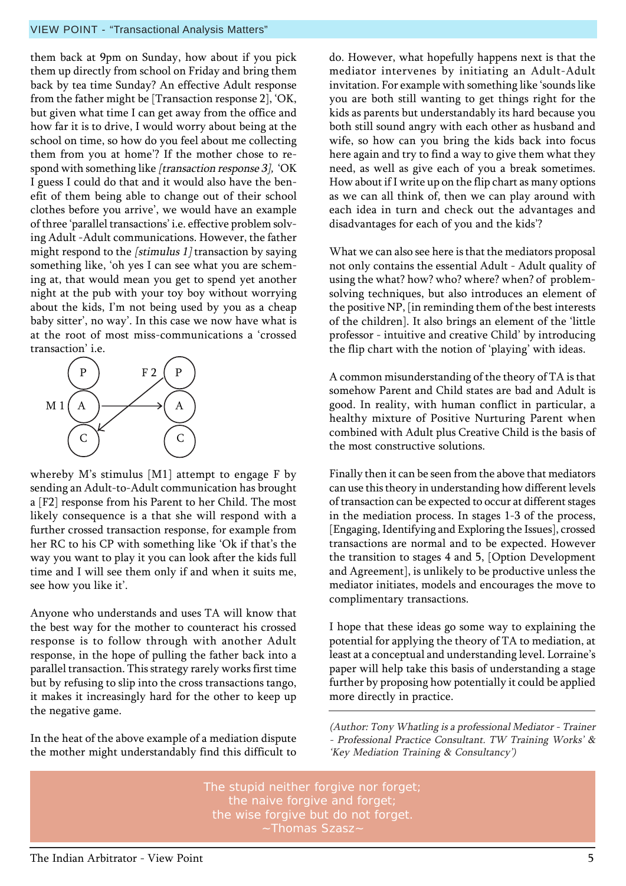them back at 9pm on Sunday, how about if you pick them up directly from school on Friday and bring them back by tea time Sunday? An effective Adult response from the father might be [Transaction response 2], 'OK, but given what time I can get away from the office and how far it is to drive, I would worry about being at the school on time, so how do you feel about me collecting them from you at home'? If the mother chose to respond with something like *[transaction response 3]*, 'OK I guess I could do that and it would also have the benefit of them being able to change out of their school clothes before you arrive', we would have an example of three 'parallel transactions' i.e. effective problem solving Adult -Adult communications. However, the father might respond to the *[stimulus 1]* transaction by saying something like, 'oh yes I can see what you are scheming at, that would mean you get to spend yet another night at the pub with your toy boy without worrying about the kids, I'm not being used by you as a cheap baby sitter', no way'. In this case we now have what is at the root of most miss-communications a 'crossed transaction' i.e.

```
          F 2
 ( P )         ( P )
              /
M 1 ( A ) ---/-----> ( A )
            /
 ( C ) <---       ( C )
```

whereby M's stimulus [M1] attempt to engage F by sending an Adult-to-Adult communication has brought a [F2] response from his Parent to her Child. The most likely consequence is a that she will respond with a further crossed transaction response, for example from her RC to his CP with something like 'Ok if that's the way you want to play it you can look after the kids full time and I will see them only if and when it suits me, see how you like it'.

Anyone who understands and uses TA will know that the best way for the mother to counteract his crossed response is to follow through with another Adult response, in the hope of pulling the father back into a parallel transaction. This strategy rarely works first time but by refusing to slip into the cross transactions tango, it makes it increasingly hard for the other to keep up the negative game.

In the heat of the above example of a mediation dispute the mother might understandably find this difficult to do. However, what hopefully happens next is that the mediator intervenes by initiating an Adult-Adult invitation. For example with something like 'sounds like you are both still wanting to get things right for the kids as parents but understandably its hard because you both still sound angry with each other as husband and wife, so how can you bring the kids back into focus here again and try to find a way to give them what they need, as well as give each of you a break sometimes. How about if I write up on the flip chart as many options as we can all think of, then we can play around with each idea in turn and check out the advantages and disadvantages for each of you and the kids'?

What we can also see here is that the mediators proposal not only contains the essential Adult - Adult quality of using the what? how? who? where? when? of problem-solving techniques, but also introduces an element of the positive NP, [in reminding them of the best interests of the children]. It also brings an element of the 'little professor - intuitive and creative Child' by introducing the flip chart with the notion of 'playing' with ideas.

A common misunderstanding of the theory of TA is that somehow Parent and Child states are bad and Adult is good. In reality, with human conflict in particular, a healthy mixture of Positive Nurturing Parent when combined with Adult plus Creative Child is the basis of the most constructive solutions.

Finally then it can be seen from the above that mediators can use this theory in understanding how different levels of transaction can be expected to occur at different stages in the mediation process. In stages 1-3 of the process, [Engaging, Identifying and Exploring the Issues], crossed transactions are normal and to be expected. However the transition to stages 4 and 5, [Option Development and Agreement], is unlikely to be productive unless the mediator initiates, models and encourages the move to complimentary transactions.

I hope that these ideas go some way to explaining the potential for applying the theory of TA to mediation, at least at a conceptual and understanding level. Lorraine's paper will help take this basis of understanding a stage further by proposing how potentially it could be applied more directly in practice.

---

*(Author: Tony Whatling is a professional Mediator - Trainer - Professional Practice Consultant. TW Training Works' & 'Key Mediation Training & Consultancy')*

> The stupid neither forgive nor forget;
> the naive forgive and forget;
> the wise forgive but do not forget.
> ~Thomas Szasz~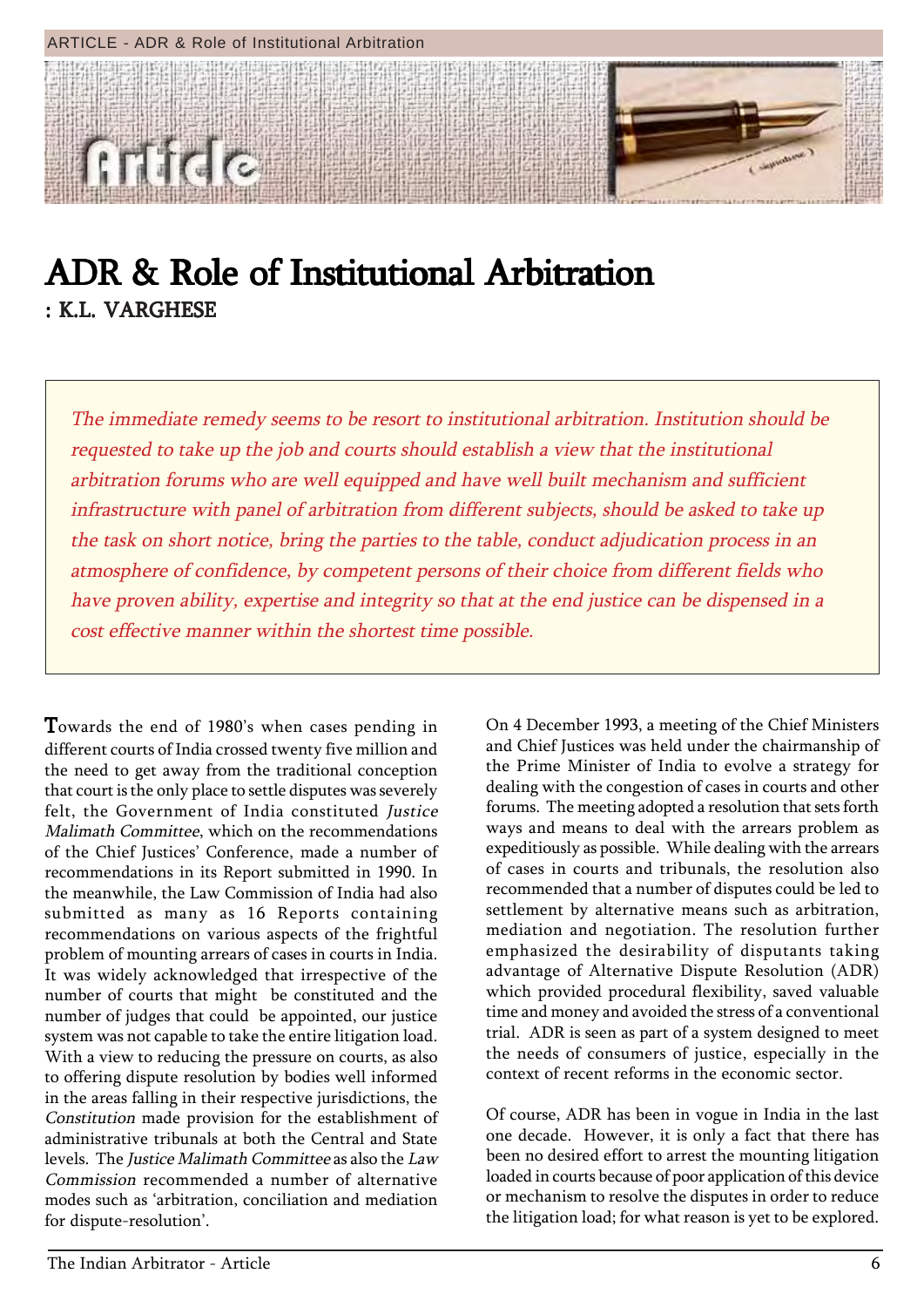# ADR & Role of Institutional Arbitration

: K.L. VARGHESE

*The immediate remedy seems to be resort to institutional arbitration. Institution should be requested to take up the job and courts should establish a view that the institutional arbitration forums who are well equipped and have well built mechanism and sufficient infrastructure with panel of arbitration from different subjects, should be asked to take up the task on short notice, bring the parties to the table, conduct adjudication process in an atmosphere of confidence, by competent persons of their choice from different fields who have proven ability, expertise and integrity so that at the end justice can be dispensed in a cost effective manner within the shortest time possible.*

Towards the end of 1980's when cases pending in different courts of India crossed twenty five million and the need to get away from the traditional conception that court is the only place to settle disputes was severely felt, the Government of India constituted *Justice Malimath Committee*, which on the recommendations of the Chief Justices' Conference, made a number of recommendations in its Report submitted in 1990. In the meanwhile, the Law Commission of India had also submitted as many as 16 Reports containing recommendations on various aspects of the frightful problem of mounting arrears of cases in courts in India. It was widely acknowledged that irrespective of the number of courts that might be constituted and the number of judges that could be appointed, our justice system was not capable to take the entire litigation load. With a view to reducing the pressure on courts, as also to offering dispute resolution by bodies well informed in the areas falling in their respective jurisdictions, the *Constitution* made provision for the establishment of administrative tribunals at both the Central and State levels. The *Justice Malimath Committee* as also the *Law Commission* recommended a number of alternative modes such as 'arbitration, conciliation and mediation for dispute-resolution'.

On 4 December 1993, a meeting of the Chief Ministers and Chief Justices was held under the chairmanship of the Prime Minister of India to evolve a strategy for dealing with the congestion of cases in courts and other forums. The meeting adopted a resolution that sets forth ways and means to deal with the arrears problem as expeditiously as possible. While dealing with the arrears of cases in courts and tribunals, the resolution also recommended that a number of disputes could be led to settlement by alternative means such as arbitration, mediation and negotiation. The resolution further emphasized the desirability of disputants taking advantage of Alternative Dispute Resolution (ADR) which provided procedural flexibility, saved valuable time and money and avoided the stress of a conventional trial. ADR is seen as part of a system designed to meet the needs of consumers of justice, especially in the context of recent reforms in the economic sector.

Of course, ADR has been in vogue in India in the last one decade. However, it is only a fact that there has been no desired effort to arrest the mounting litigation loaded in courts because of poor application of this device or mechanism to resolve the disputes in order to reduce the litigation load; for what reason is yet to be explored.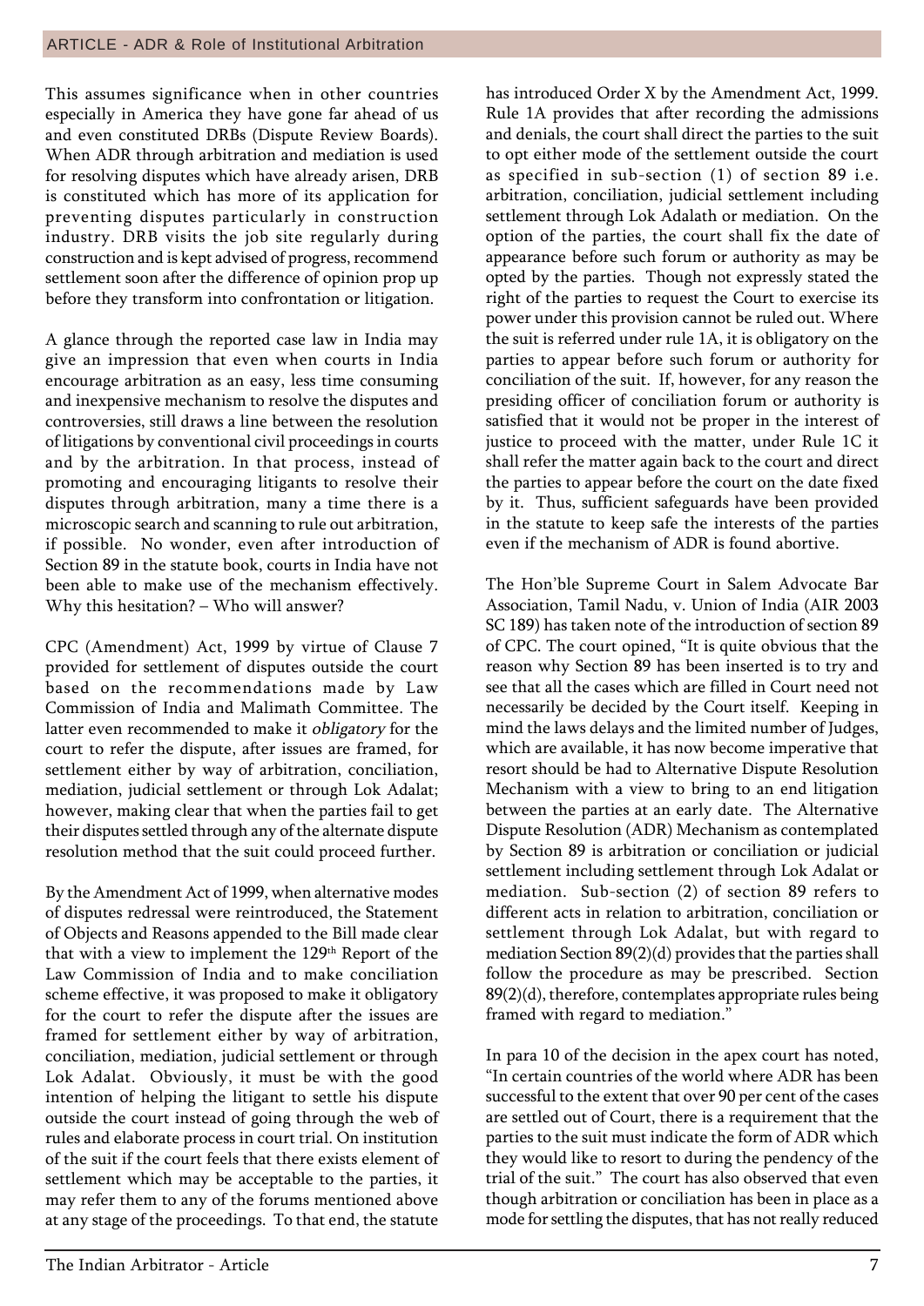This assumes significance when in other countries especially in America they have gone far ahead of us and even constituted DRBs (Dispute Review Boards). When ADR through arbitration and mediation is used for resolving disputes which have already arisen, DRB is constituted which has more of its application for preventing disputes particularly in construction industry. DRB visits the job site regularly during construction and is kept advised of progress, recommend settlement soon after the difference of opinion prop up before they transform into confrontation or litigation.

A glance through the reported case law in India may give an impression that even when courts in India encourage arbitration as an easy, less time consuming and inexpensive mechanism to resolve the disputes and controversies, still draws a line between the resolution of litigations by conventional civil proceedings in courts and by the arbitration. In that process, instead of promoting and encouraging litigants to resolve their disputes through arbitration, many a time there is a microscopic search and scanning to rule out arbitration, if possible. No wonder, even after introduction of Section 89 in the statute book, courts in India have not been able to make use of the mechanism effectively. Why this hesitation? – Who will answer?

CPC (Amendment) Act, 1999 by virtue of Clause 7 provided for settlement of disputes outside the court based on the recommendations made by Law Commission of India and Malimath Committee. The latter even recommended to make it *obligatory* for the court to refer the dispute, after issues are framed, for settlement either by way of arbitration, conciliation, mediation, judicial settlement or through Lok Adalat; however, making clear that when the parties fail to get their disputes settled through any of the alternate dispute resolution method that the suit could proceed further.

By the Amendment Act of 1999, when alternative modes of disputes redressal were reintroduced, the Statement of Objects and Reasons appended to the Bill made clear that with a view to implement the 129th Report of the Law Commission of India and to make conciliation scheme effective, it was proposed to make it obligatory for the court to refer the dispute after the issues are framed for settlement either by way of arbitration, conciliation, mediation, judicial settlement or through Lok Adalat. Obviously, it must be with the good intention of helping the litigant to settle his dispute outside the court instead of going through the web of rules and elaborate process in court trial. On institution of the suit if the court feels that there exists element of settlement which may be acceptable to the parties, it may refer them to any of the forums mentioned above at any stage of the proceedings. To that end, the statute has introduced Order X by the Amendment Act, 1999. Rule 1A provides that after recording the admissions and denials, the court shall direct the parties to the suit to opt either mode of the settlement outside the court as specified in sub-section (1) of section 89 i.e. arbitration, conciliation, judicial settlement including settlement through Lok Adalath or mediation. On the option of the parties, the court shall fix the date of appearance before such forum or authority as may be opted by the parties. Though not expressly stated the right of the parties to request the Court to exercise its power under this provision cannot be ruled out. Where the suit is referred under rule 1A, it is obligatory on the parties to appear before such forum or authority for conciliation of the suit. If, however, for any reason the presiding officer of conciliation forum or authority is satisfied that it would not be proper in the interest of justice to proceed with the matter, under Rule 1C it shall refer the matter again back to the court and direct the parties to appear before the court on the date fixed by it. Thus, sufficient safeguards have been provided in the statute to keep safe the interests of the parties even if the mechanism of ADR is found abortive.

The Hon'ble Supreme Court in Salem Advocate Bar Association, Tamil Nadu, v. Union of India (AIR 2003 SC 189) has taken note of the introduction of section 89 of CPC. The court opined, "It is quite obvious that the reason why Section 89 has been inserted is to try and see that all the cases which are filled in Court need not necessarily be decided by the Court itself. Keeping in mind the laws delays and the limited number of Judges, which are available, it has now become imperative that resort should be had to Alternative Dispute Resolution Mechanism with a view to bring to an end litigation between the parties at an early date. The Alternative Dispute Resolution (ADR) Mechanism as contemplated by Section 89 is arbitration or conciliation or judicial settlement including settlement through Lok Adalat or mediation. Sub-section (2) of section 89 refers to different acts in relation to arbitration, conciliation or settlement through Lok Adalat, but with regard to mediation Section 89(2)(d) provides that the parties shall follow the procedure as may be prescribed. Section 89(2)(d), therefore, contemplates appropriate rules being framed with regard to mediation."

In para 10 of the decision in the apex court has noted, "In certain countries of the world where ADR has been successful to the extent that over 90 per cent of the cases are settled out of Court, there is a requirement that the parties to the suit must indicate the form of ADR which they would like to resort to during the pendency of the trial of the suit." The court has also observed that even though arbitration or conciliation has been in place as a mode for settling the disputes, that has not really reduced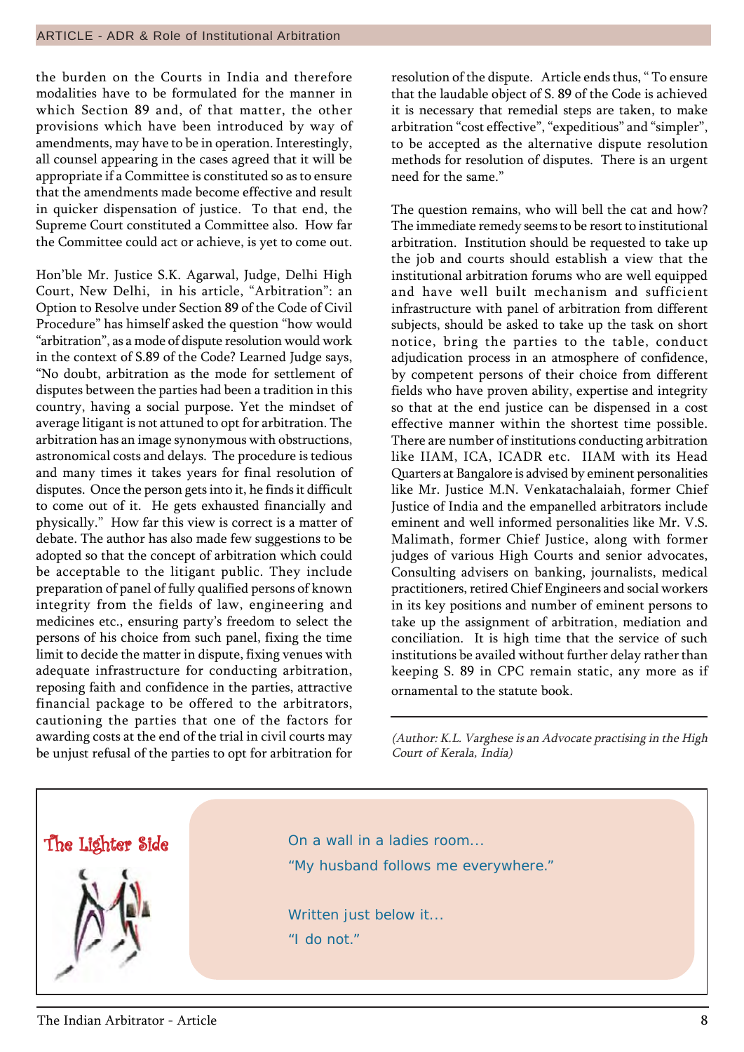the burden on the Courts in India and therefore modalities have to be formulated for the manner in which Section 89 and, of that matter, the other provisions which have been introduced by way of amendments, may have to be in operation. Interestingly, all counsel appearing in the cases agreed that it will be appropriate if a Committee is constituted so as to ensure that the amendments made become effective and result in quicker dispensation of justice. To that end, the Supreme Court constituted a Committee also. How far the Committee could act or achieve, is yet to come out.

Hon'ble Mr. Justice S.K. Agarwal, Judge, Delhi High Court, New Delhi, in his article, "Arbitration": an Option to Resolve under Section 89 of the Code of Civil Procedure" has himself asked the question "how would "arbitration", as a mode of dispute resolution would work in the context of S.89 of the Code? Learned Judge says, "No doubt, arbitration as the mode for settlement of disputes between the parties had been a tradition in this country, having a social purpose. Yet the mindset of average litigant is not attuned to opt for arbitration. The arbitration has an image synonymous with obstructions, astronomical costs and delays. The procedure is tedious and many times it takes years for final resolution of disputes. Once the person gets into it, he finds it difficult to come out of it. He gets exhausted financially and physically." How far this view is correct is a matter of debate. The author has also made few suggestions to be adopted so that the concept of arbitration which could be acceptable to the litigant public. They include preparation of panel of fully qualified persons of known integrity from the fields of law, engineering and medicines etc., ensuring party's freedom to select the persons of his choice from such panel, fixing the time limit to decide the matter in dispute, fixing venues with adequate infrastructure for conducting arbitration, reposing faith and confidence in the parties, attractive financial package to be offered to the arbitrators, cautioning the parties that one of the factors for awarding costs at the end of the trial in civil courts may be unjust refusal of the parties to opt for arbitration for resolution of the dispute. Article ends thus, " To ensure that the laudable object of S. 89 of the Code is achieved it is necessary that remedial steps are taken, to make arbitration "cost effective", "expeditious" and "simpler", to be accepted as the alternative dispute resolution methods for resolution of disputes. There is an urgent need for the same."

The question remains, who will bell the cat and how? The immediate remedy seems to be resort to institutional arbitration. Institution should be requested to take up the job and courts should establish a view that the institutional arbitration forums who are well equipped and have well built mechanism and sufficient infrastructure with panel of arbitration from different subjects, should be asked to take up the task on short notice, bring the parties to the table, conduct adjudication process in an atmosphere of confidence, by competent persons of their choice from different fields who have proven ability, expertise and integrity so that at the end justice can be dispensed in a cost effective manner within the shortest time possible. There are number of institutions conducting arbitration like IIAM, ICA, ICADR etc. IIAM with its Head Quarters at Bangalore is advised by eminent personalities like Mr. Justice M.N. Venkatachalaiah, former Chief Justice of India and the empanelled arbitrators include eminent and well informed personalities like Mr. V.S. Malimath, former Chief Justice, along with former judges of various High Courts and senior advocates, Consulting advisers on banking, journalists, medical practitioners, retired Chief Engineers and social workers in its key positions and number of eminent persons to take up the assignment of arbitration, mediation and conciliation. It is high time that the service of such institutions be availed without further delay rather than keeping S. 89 in CPC remain static, any more as if ornamental to the statute book.

---

*(Author: K.L. Varghese is an Advocate practising in the High Court of Kerala, India)*

**The Lighter Side**

On a wall in a ladies room...
"My husband follows me everywhere."

Written just below it...
"I do not."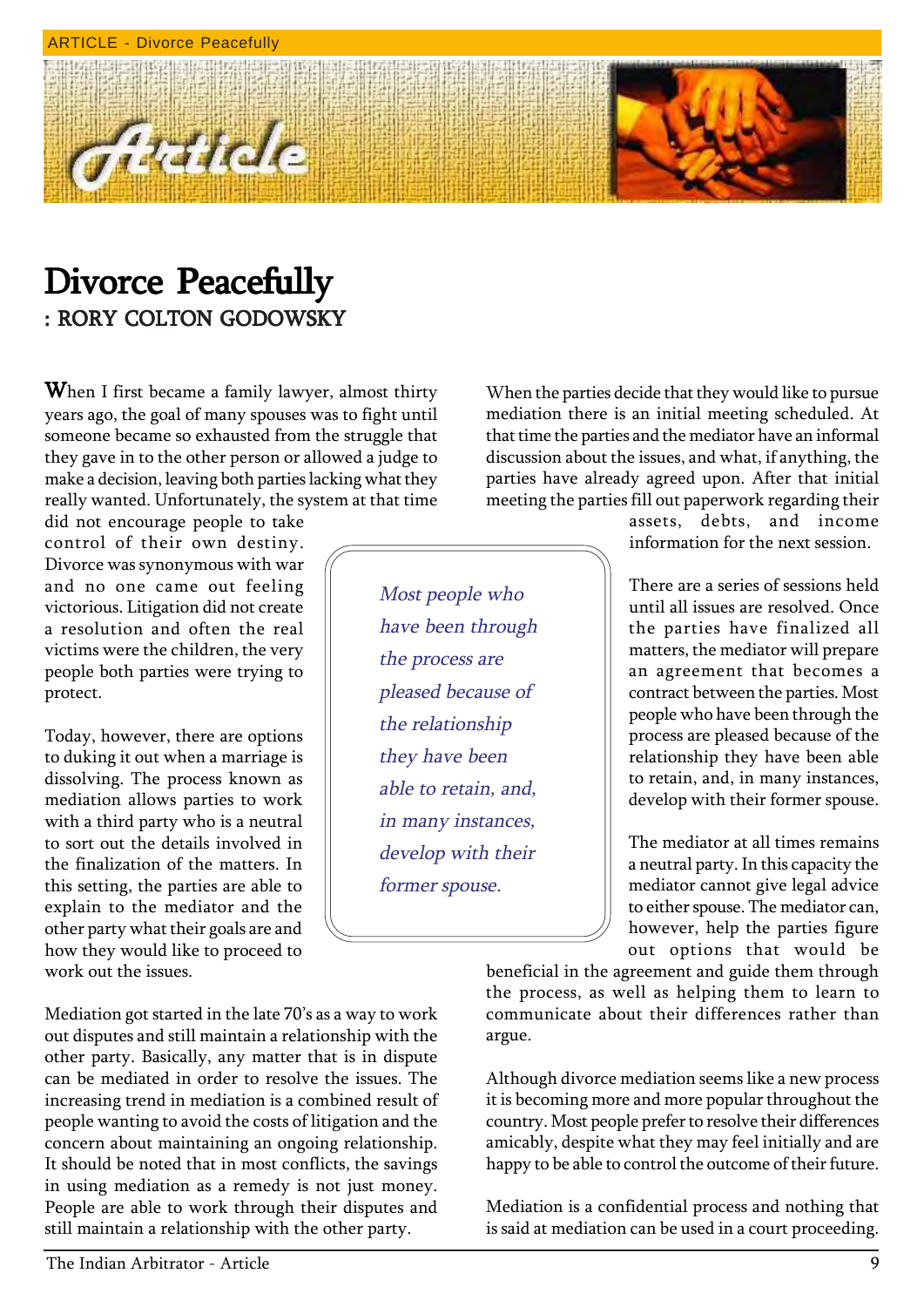# Divorce Peacefully

**: RORY COLTON GODOWSKY**

When I first became a family lawyer, almost thirty years ago, the goal of many spouses was to fight until someone became so exhausted from the struggle that they gave in to the other person or allowed a judge to make a decision, leaving both parties lacking what they really wanted. Unfortunately, the system at that time did not encourage people to take control of their own destiny. Divorce was synonymous with war and no one came out feeling victorious. Litigation did not create a resolution and often the real victims were the children, the very people both parties were trying to protect.

Today, however, there are options to duking it out when a marriage is dissolving. The process known as mediation allows parties to work with a third party who is a neutral to sort out the details involved in the finalization of the matters. In this setting, the parties are able to explain to the mediator and the other party what their goals are and how they would like to proceed to work out the issues.

Mediation got started in the late 70's as a way to work out disputes and still maintain a relationship with the other party. Basically, any matter that is in dispute can be mediated in order to resolve the issues. The increasing trend in mediation is a combined result of people wanting to avoid the costs of litigation and the concern about maintaining an ongoing relationship. It should be noted that in most conflicts, the savings in using mediation as a remedy is not just money. People are able to work through their disputes and still maintain a relationship with the other party.

*Most people who have been through the process are pleased because of the relationship they have been able to retain, and, in many instances, develop with their former spouse.*

When the parties decide that they would like to pursue mediation there is an initial meeting scheduled. At that time the parties and the mediator have an informal discussion about the issues, and what, if anything, the parties have already agreed upon. After that initial meeting the parties fill out paperwork regarding their assets, debts, and income information for the next session.

There are a series of sessions held until all issues are resolved. Once the parties have finalized all matters, the mediator will prepare an agreement that becomes a contract between the parties. Most people who have been through the process are pleased because of the relationship they have been able to retain, and, in many instances, develop with their former spouse.

The mediator at all times remains a neutral party. In this capacity the mediator cannot give legal advice to either spouse. The mediator can, however, help the parties figure out options that would be beneficial in the agreement and guide them through the process, as well as helping them to learn to communicate about their differences rather than argue.

Although divorce mediation seems like a new process it is becoming more and more popular throughout the country. Most people prefer to resolve their differences amicably, despite what they may feel initially and are happy to be able to control the outcome of their future.

Mediation is a confidential process and nothing that is said at mediation can be used in a court proceeding.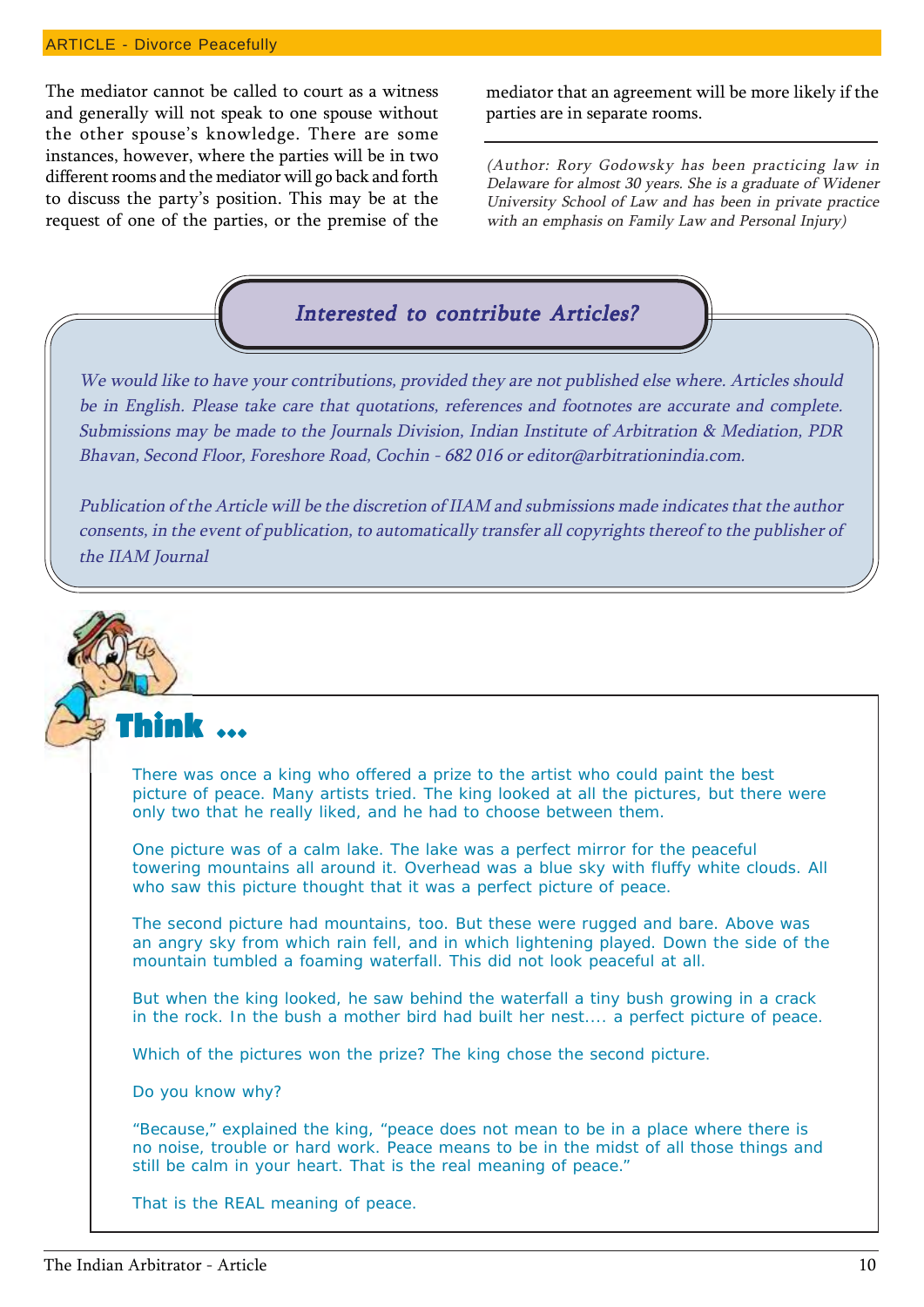The mediator cannot be called to court as a witness and generally will not speak to one spouse without the other spouse's knowledge. There are some instances, however, where the parties will be in two different rooms and the mediator will go back and forth to discuss the party's position. This may be at the request of one of the parties, or the premise of the mediator that an agreement will be more likely if the parties are in separate rooms.

*(Author: Rory Godowsky has been practicing law in Delaware for almost 30 years. She is a graduate of Widener University School of Law and has been in private practice with an emphasis on Family Law and Personal Injury)*

## *Interested to contribute Articles?*

*We would like to have your contributions, provided they are not published else where. Articles should be in English. Please take care that quotations, references and footnotes are accurate and complete. Submissions may be made to the Journals Division, Indian Institute of Arbitration & Mediation, PDR Bhavan, Second Floor, Foreshore Road, Cochin - 682 016 or editor@arbitrationindia.com.*

*Publication of the Article will be the discretion of IIAM and submissions made indicates that the author consents, in the event of publication, to automatically transfer all copyrights thereof to the publisher of the IIAM Journal*

## Think ...

There was once a king who offered a prize to the artist who could paint the best picture of peace. Many artists tried. The king looked at all the pictures, but there were only two that he really liked, and he had to choose between them.

One picture was of a calm lake. The lake was a perfect mirror for the peaceful towering mountains all around it. Overhead was a blue sky with fluffy white clouds. All who saw this picture thought that it was a perfect picture of peace.

The second picture had mountains, too. But these were rugged and bare. Above was an angry sky from which rain fell, and in which lightening played. Down the side of the mountain tumbled a foaming waterfall. This did not look peaceful at all.

But when the king looked, he saw behind the waterfall a tiny bush growing in a crack in the rock. In the bush a mother bird had built her nest.... a perfect picture of peace.

Which of the pictures won the prize? The king chose the second picture.

Do you know why?

"Because," explained the king, "peace does not mean to be in a place where there is no noise, trouble or hard work. Peace means to be in the midst of all those things and still be calm in your heart. That is the real meaning of peace."

That is the REAL meaning of peace.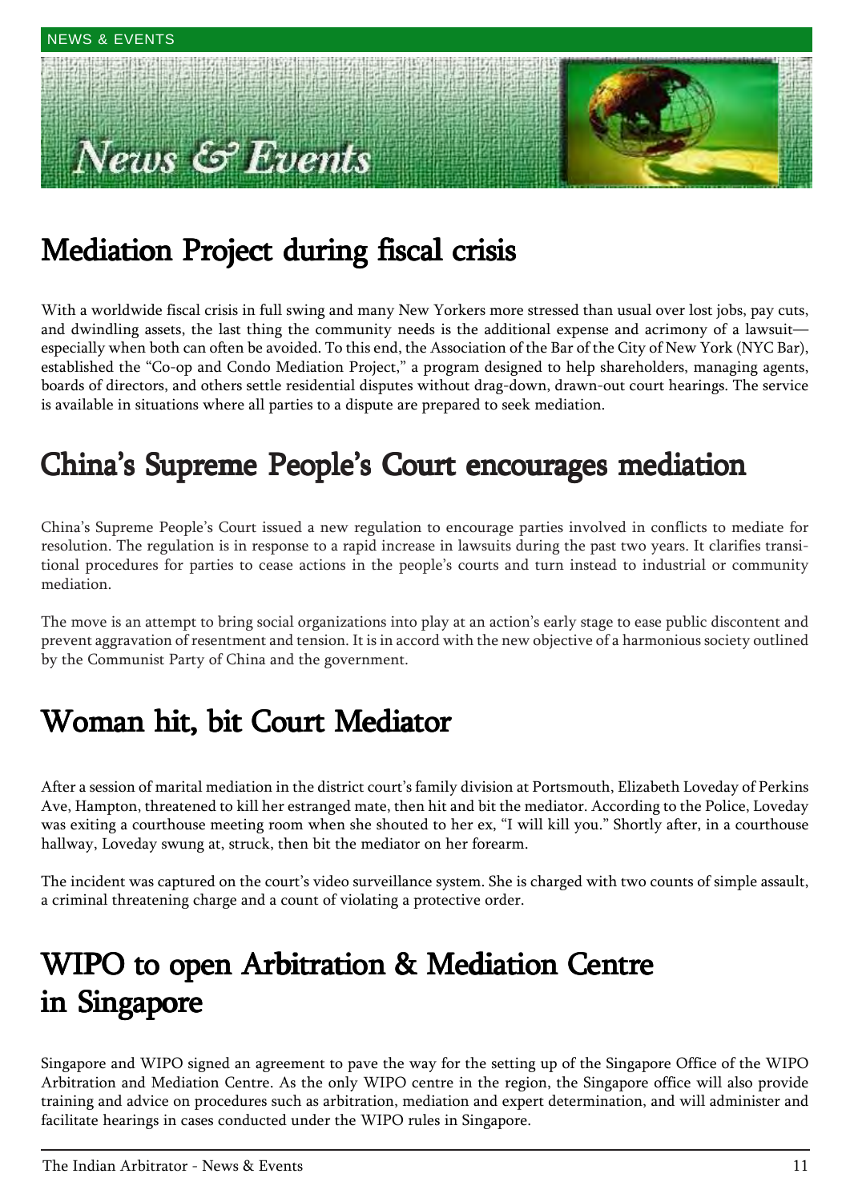# News & Events

## Mediation Project during fiscal crisis

With a worldwide fiscal crisis in full swing and many New Yorkers more stressed than usual over lost jobs, pay cuts, and dwindling assets, the last thing the community needs is the additional expense and acrimony of a lawsuit—especially when both can often be avoided. To this end, the Association of the Bar of the City of New York (NYC Bar), established the "Co-op and Condo Mediation Project," a program designed to help shareholders, managing agents, boards of directors, and others settle residential disputes without drag-down, drawn-out court hearings. The service is available in situations where all parties to a dispute are prepared to seek mediation.

## China's Supreme People's Court encourages mediation

China's Supreme People's Court issued a new regulation to encourage parties involved in conflicts to mediate for resolution. The regulation is in response to a rapid increase in lawsuits during the past two years. It clarifies transitional procedures for parties to cease actions in the people's courts and turn instead to industrial or community mediation.

The move is an attempt to bring social organizations into play at an action's early stage to ease public discontent and prevent aggravation of resentment and tension. It is in accord with the new objective of a harmonious society outlined by the Communist Party of China and the government.

## Woman hit, bit Court Mediator

After a session of marital mediation in the district court's family division at Portsmouth, Elizabeth Loveday of Perkins Ave, Hampton, threatened to kill her estranged mate, then hit and bit the mediator. According to the Police, Loveday was exiting a courthouse meeting room when she shouted to her ex, "I will kill you." Shortly after, in a courthouse hallway, Loveday swung at, struck, then bit the mediator on her forearm.

The incident was captured on the court's video surveillance system. She is charged with two counts of simple assault, a criminal threatening charge and a count of violating a protective order.

## WIPO to open Arbitration & Mediation Centre in Singapore

Singapore and WIPO signed an agreement to pave the way for the setting up of the Singapore Office of the WIPO Arbitration and Mediation Centre. As the only WIPO centre in the region, the Singapore office will also provide training and advice on procedures such as arbitration, mediation and expert determination, and will administer and facilitate hearings in cases conducted under the WIPO rules in Singapore.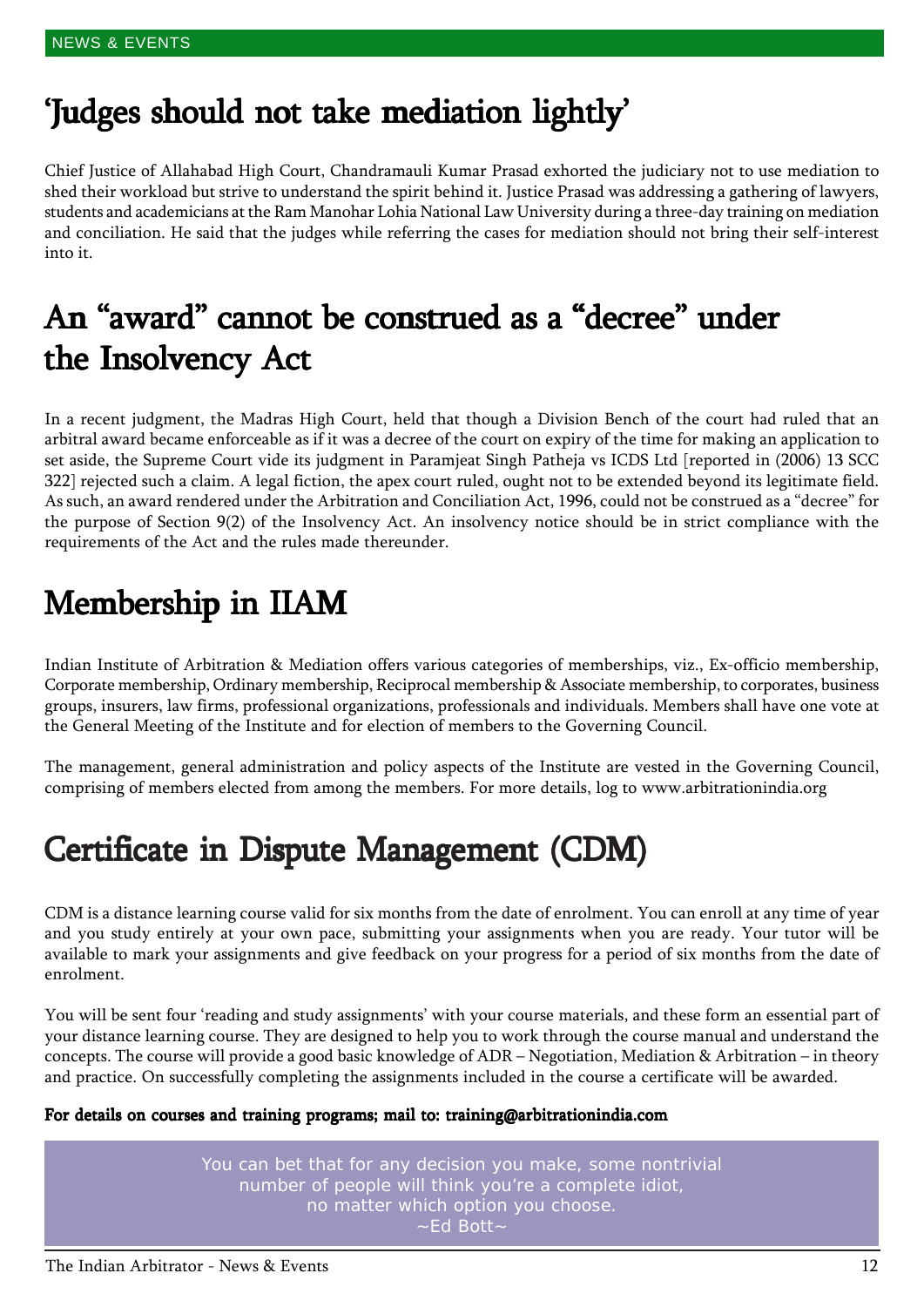NEWS & EVENTS

# 'Judges should not take mediation lightly'

Chief Justice of Allahabad High Court, Chandramauli Kumar Prasad exhorted the judiciary not to use mediation to shed their workload but strive to understand the spirit behind it. Justice Prasad was addressing a gathering of lawyers, students and academicians at the Ram Manohar Lohia National Law University during a three-day training on mediation and conciliation. He said that the judges while referring the cases for mediation should not bring their self-interest into it.

# An "award" cannot be construed as a "decree" under the Insolvency Act

In a recent judgment, the Madras High Court, held that though a Division Bench of the court had ruled that an arbitral award became enforceable as if it was a decree of the court on expiry of the time for making an application to set aside, the Supreme Court vide its judgment in Paramjeat Singh Patheja vs ICDS Ltd [reported in (2006) 13 SCC 322] rejected such a claim. A legal fiction, the apex court ruled, ought not to be extended beyond its legitimate field. As such, an award rendered under the Arbitration and Conciliation Act, 1996, could not be construed as a "decree" for the purpose of Section 9(2) of the Insolvency Act. An insolvency notice should be in strict compliance with the requirements of the Act and the rules made thereunder.

# Membership in IIAM

Indian Institute of Arbitration & Mediation offers various categories of memberships, viz., Ex-officio membership, Corporate membership, Ordinary membership, Reciprocal membership & Associate membership, to corporates, business groups, insurers, law firms, professional organizations, professionals and individuals. Members shall have one vote at the General Meeting of the Institute and for election of members to the Governing Council.

The management, general administration and policy aspects of the Institute are vested in the Governing Council, comprising of members elected from among the members. For more details, log to www.arbitrationindia.org

# Certificate in Dispute Management (CDM)

CDM is a distance learning course valid for six months from the date of enrolment. You can enroll at any time of year and you study entirely at your own pace, submitting your assignments when you are ready. Your tutor will be available to mark your assignments and give feedback on your progress for a period of six months from the date of enrolment.

You will be sent four 'reading and study assignments' with your course materials, and these form an essential part of your distance learning course. They are designed to help you to work through the course manual and understand the concepts. The course will provide a good basic knowledge of ADR – Negotiation, Mediation & Arbitration – in theory and practice. On successfully completing the assignments included in the course a certificate will be awarded.

**For details on courses and training programs; mail to: training@arbitrationindia.com**

You can bet that for any decision you make, some nontrivial number of people will think you're a complete idiot, no matter which option you choose.
~Ed Bott~